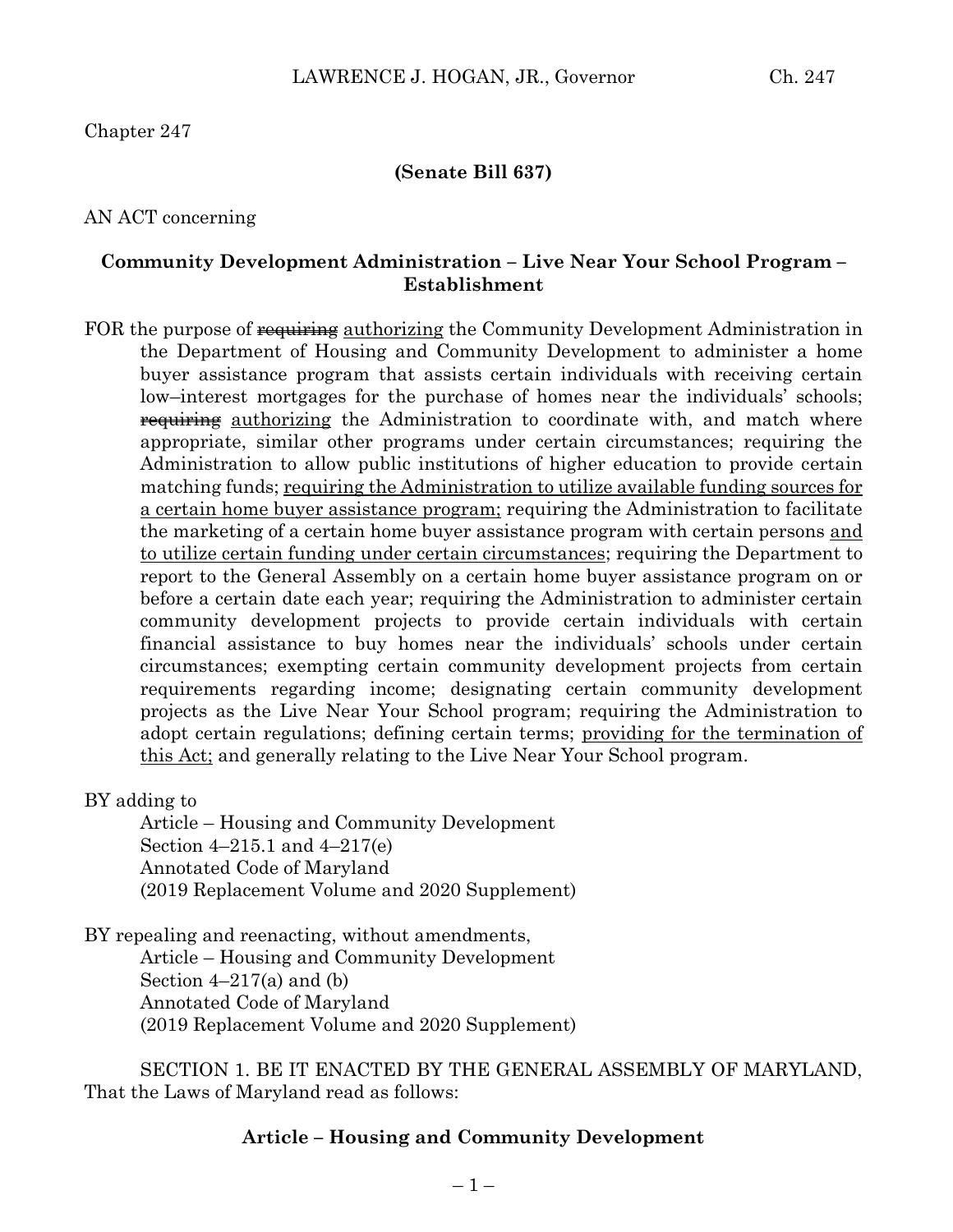Chapter 247

**(Senate Bill 637)**

AN ACT concerning

**Community Development Administration – Live Near Your School Program – Establishment**

FOR the purpose of ~~requiring~~ authorizing the Community Development Administration in the Department of Housing and Community Development to administer a home buyer assistance program that assists certain individuals with receiving certain low–interest mortgages for the purchase of homes near the individuals' schools; ~~requiring~~ authorizing the Administration to coordinate with, and match where appropriate, similar other programs under certain circumstances; requiring the Administration to allow public institutions of higher education to provide certain matching funds; requiring the Administration to utilize available funding sources for a certain home buyer assistance program; requiring the Administration to facilitate the marketing of a certain home buyer assistance program with certain persons and to utilize certain funding under certain circumstances; requiring the Department to report to the General Assembly on a certain home buyer assistance program on or before a certain date each year; requiring the Administration to administer certain community development projects to provide certain individuals with certain financial assistance to buy homes near the individuals' schools under certain circumstances; exempting certain community development projects from certain requirements regarding income; designating certain community development projects as the Live Near Your School program; requiring the Administration to adopt certain regulations; defining certain terms; providing for the termination of this Act; and generally relating to the Live Near Your School program.

BY adding to
Article – Housing and Community Development
Section 4–215.1 and 4–217(e)
Annotated Code of Maryland
(2019 Replacement Volume and 2020 Supplement)

BY repealing and reenacting, without amendments,
Article – Housing and Community Development
Section 4–217(a) and (b)
Annotated Code of Maryland
(2019 Replacement Volume and 2020 Supplement)

SECTION 1. BE IT ENACTED BY THE GENERAL ASSEMBLY OF MARYLAND, That the Laws of Maryland read as follows:

**Article – Housing and Community Development**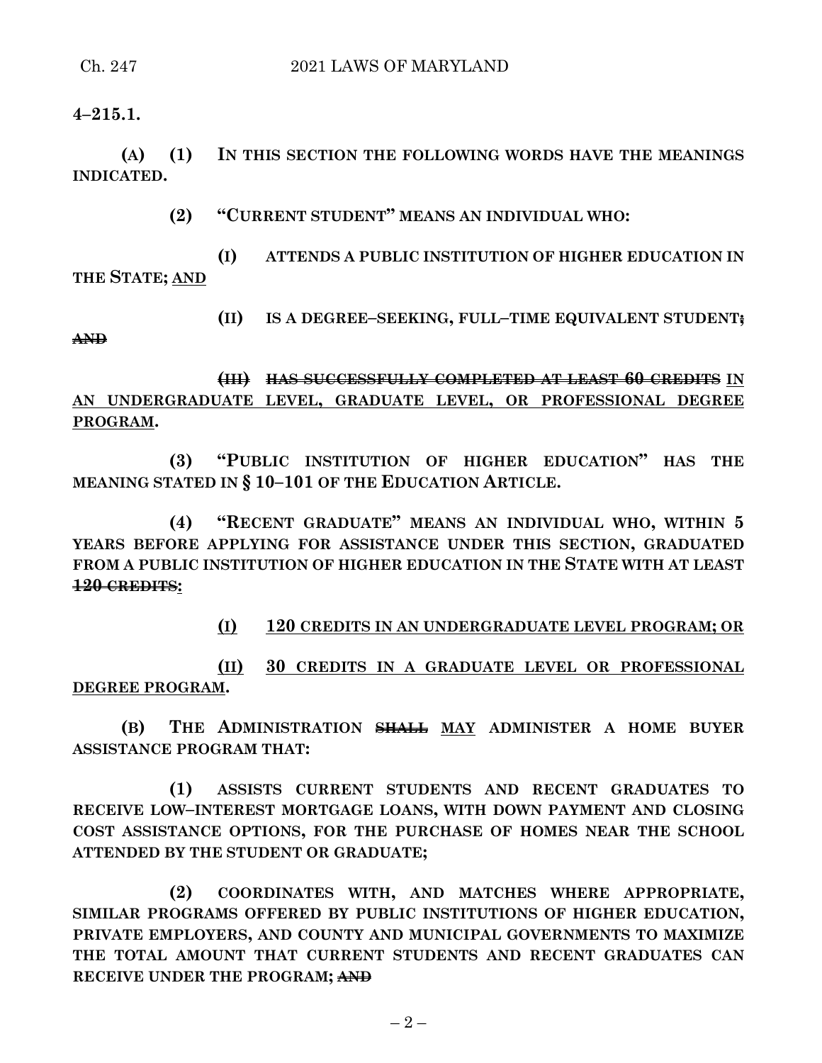**4–215.1.**

**(A) (1) IN THIS SECTION THE FOLLOWING WORDS HAVE THE MEANINGS INDICATED.**

**(2) "CURRENT STUDENT" MEANS AN INDIVIDUAL WHO:**

**(I) ATTENDS A PUBLIC INSTITUTION OF HIGHER EDUCATION IN THE STATE;** **<u>AND</u>**

**(II) IS A DEGREE–SEEKING, FULL–TIME EQUIVALENT STUDENT~~;~~ ~~AND~~**

**~~(III) HAS SUCCESSFULLY COMPLETED AT LEAST 60 CREDITS~~** **<u>IN AN UNDERGRADUATE LEVEL, GRADUATE LEVEL, OR PROFESSIONAL DEGREE PROGRAM</u>.**

**(3) "PUBLIC INSTITUTION OF HIGHER EDUCATION" HAS THE MEANING STATED IN § 10–101 OF THE EDUCATION ARTICLE.**

**(4) "RECENT GRADUATE" MEANS AN INDIVIDUAL WHO, WITHIN 5 YEARS BEFORE APPLYING FOR ASSISTANCE UNDER THIS SECTION, GRADUATED FROM A PUBLIC INSTITUTION OF HIGHER EDUCATION IN THE STATE WITH AT LEAST ~~120 CREDITS~~<u>:</u>**

**<u>(I) 120 CREDITS IN AN UNDERGRADUATE LEVEL PROGRAM; OR</u>**

**<u>(II) 30 CREDITS IN A GRADUATE LEVEL OR PROFESSIONAL DEGREE PROGRAM</u>.**

**(B) THE ADMINISTRATION ~~SHALL~~ <u>MAY</u> ADMINISTER A HOME BUYER ASSISTANCE PROGRAM THAT:**

**(1) ASSISTS CURRENT STUDENTS AND RECENT GRADUATES TO RECEIVE LOW–INTEREST MORTGAGE LOANS, WITH DOWN PAYMENT AND CLOSING COST ASSISTANCE OPTIONS, FOR THE PURCHASE OF HOMES NEAR THE SCHOOL ATTENDED BY THE STUDENT OR GRADUATE;**

**(2) COORDINATES WITH, AND MATCHES WHERE APPROPRIATE, SIMILAR PROGRAMS OFFERED BY PUBLIC INSTITUTIONS OF HIGHER EDUCATION, PRIVATE EMPLOYERS, AND COUNTY AND MUNICIPAL GOVERNMENTS TO MAXIMIZE THE TOTAL AMOUNT THAT CURRENT STUDENTS AND RECENT GRADUATES CAN RECEIVE UNDER THE PROGRAM; ~~AND~~**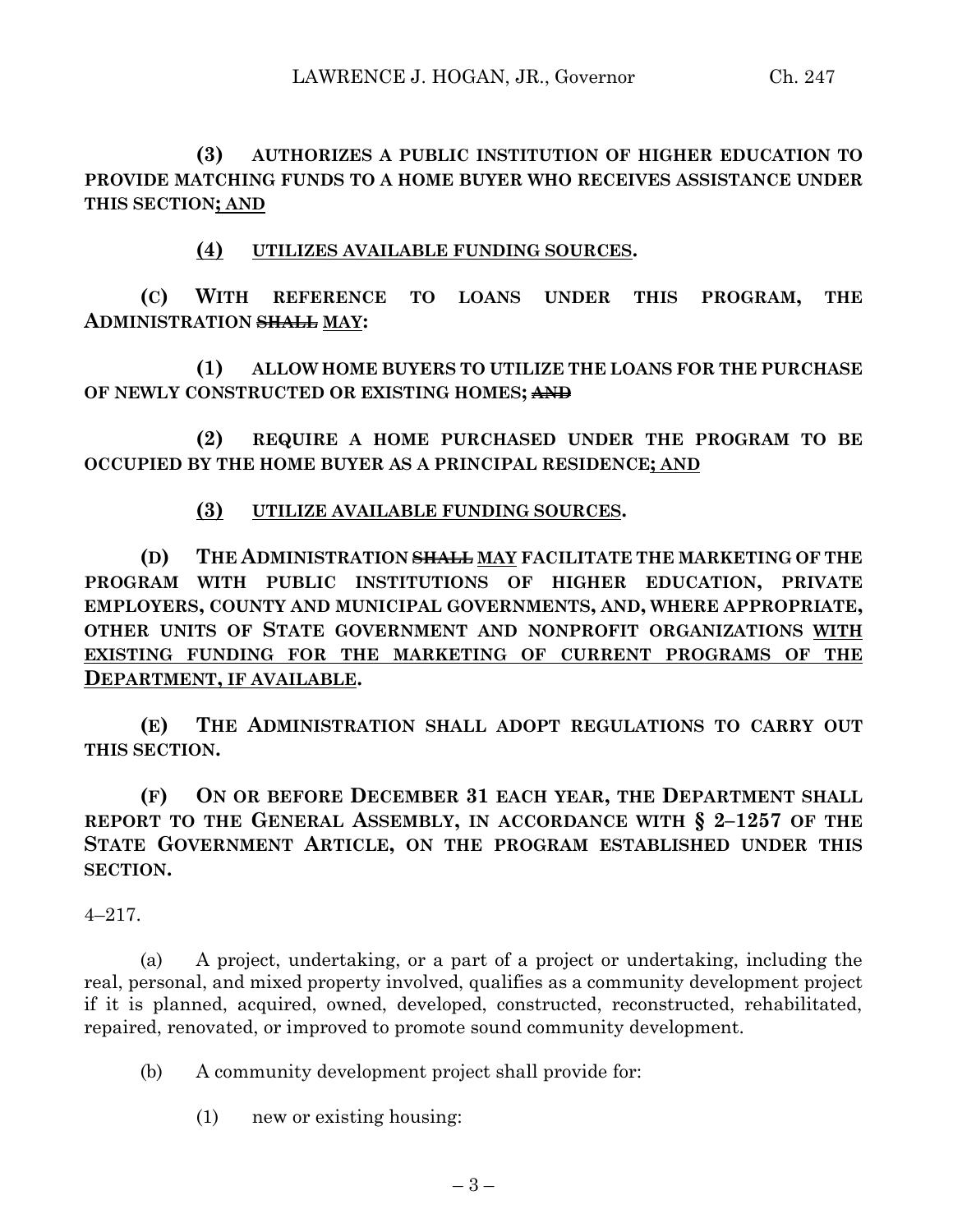**(3) AUTHORIZES A PUBLIC INSTITUTION OF HIGHER EDUCATION TO PROVIDE MATCHING FUNDS TO A HOME BUYER WHO RECEIVES ASSISTANCE UNDER THIS SECTION<u>; AND</u>**

**<u>(4) UTILIZES AVAILABLE FUNDING SOURCES</u>.**

**(C) WITH REFERENCE TO LOANS UNDER THIS PROGRAM, THE ADMINISTRATION ~~SHALL~~ <u>MAY</u>:**

**(1) ALLOW HOME BUYERS TO UTILIZE THE LOANS FOR THE PURCHASE OF NEWLY CONSTRUCTED OR EXISTING HOMES; ~~AND~~**

**(2) REQUIRE A HOME PURCHASED UNDER THE PROGRAM TO BE OCCUPIED BY THE HOME BUYER AS A PRINCIPAL RESIDENCE<u>; AND</u>**

**<u>(3) UTILIZE AVAILABLE FUNDING SOURCES</u>.**

**(D) THE ADMINISTRATION ~~SHALL~~ <u>MAY</u> FACILITATE THE MARKETING OF THE PROGRAM WITH PUBLIC INSTITUTIONS OF HIGHER EDUCATION, PRIVATE EMPLOYERS, COUNTY AND MUNICIPAL GOVERNMENTS, AND, WHERE APPROPRIATE, OTHER UNITS OF STATE GOVERNMENT AND NONPROFIT ORGANIZATIONS <u>WITH EXISTING FUNDING FOR THE MARKETING OF CURRENT PROGRAMS OF THE DEPARTMENT, IF AVAILABLE</u>.**

**(E) THE ADMINISTRATION SHALL ADOPT REGULATIONS TO CARRY OUT THIS SECTION.**

**(F) ON OR BEFORE DECEMBER 31 EACH YEAR, THE DEPARTMENT SHALL REPORT TO THE GENERAL ASSEMBLY, IN ACCORDANCE WITH § 2–1257 OF THE STATE GOVERNMENT ARTICLE, ON THE PROGRAM ESTABLISHED UNDER THIS SECTION.**

4–217.

(a) A project, undertaking, or a part of a project or undertaking, including the real, personal, and mixed property involved, qualifies as a community development project if it is planned, acquired, owned, developed, constructed, reconstructed, rehabilitated, repaired, renovated, or improved to promote sound community development.

(b) A community development project shall provide for:

(1) new or existing housing: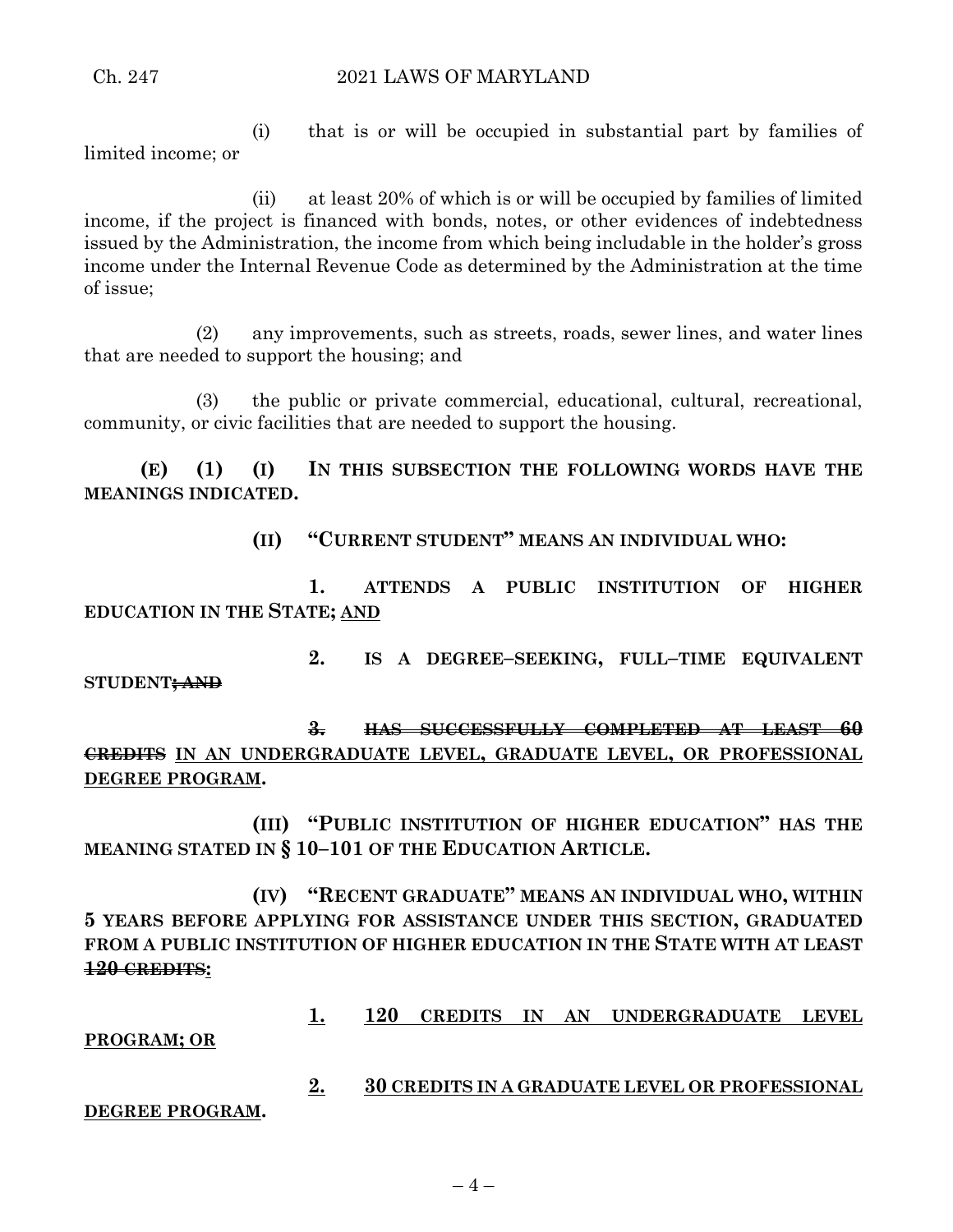(i) that is or will be occupied in substantial part by families of limited income; or

(ii) at least 20% of which is or will be occupied by families of limited income, if the project is financed with bonds, notes, or other evidences of indebtedness issued by the Administration, the income from which being includable in the holder's gross income under the Internal Revenue Code as determined by the Administration at the time of issue;

(2) any improvements, such as streets, roads, sewer lines, and water lines that are needed to support the housing; and

(3) the public or private commercial, educational, cultural, recreational, community, or civic facilities that are needed to support the housing.

**(E) (1) (I) IN THIS SUBSECTION THE FOLLOWING WORDS HAVE THE MEANINGS INDICATED.**

**(II) "CURRENT STUDENT" MEANS AN INDIVIDUAL WHO:**

**1. ATTENDS A PUBLIC INSTITUTION OF HIGHER EDUCATION IN THE STATE; AND**

**2. IS A DEGREE–SEEKING, FULL–TIME EQUIVALENT STUDENT~~; AND~~**

**~~3. HAS SUCCESSFULLY COMPLETED AT LEAST 60 CREDITS~~ IN AN UNDERGRADUATE LEVEL, GRADUATE LEVEL, OR PROFESSIONAL DEGREE PROGRAM.**

**(III) "PUBLIC INSTITUTION OF HIGHER EDUCATION" HAS THE MEANING STATED IN § 10–101 OF THE EDUCATION ARTICLE.**

**(IV) "RECENT GRADUATE" MEANS AN INDIVIDUAL WHO, WITHIN 5 YEARS BEFORE APPLYING FOR ASSISTANCE UNDER THIS SECTION, GRADUATED FROM A PUBLIC INSTITUTION OF HIGHER EDUCATION IN THE STATE WITH AT LEAST ~~120 CREDITS~~:**

**1. 120 CREDITS IN AN UNDERGRADUATE LEVEL PROGRAM; OR**

**2. 30 CREDITS IN A GRADUATE LEVEL OR PROFESSIONAL DEGREE PROGRAM.**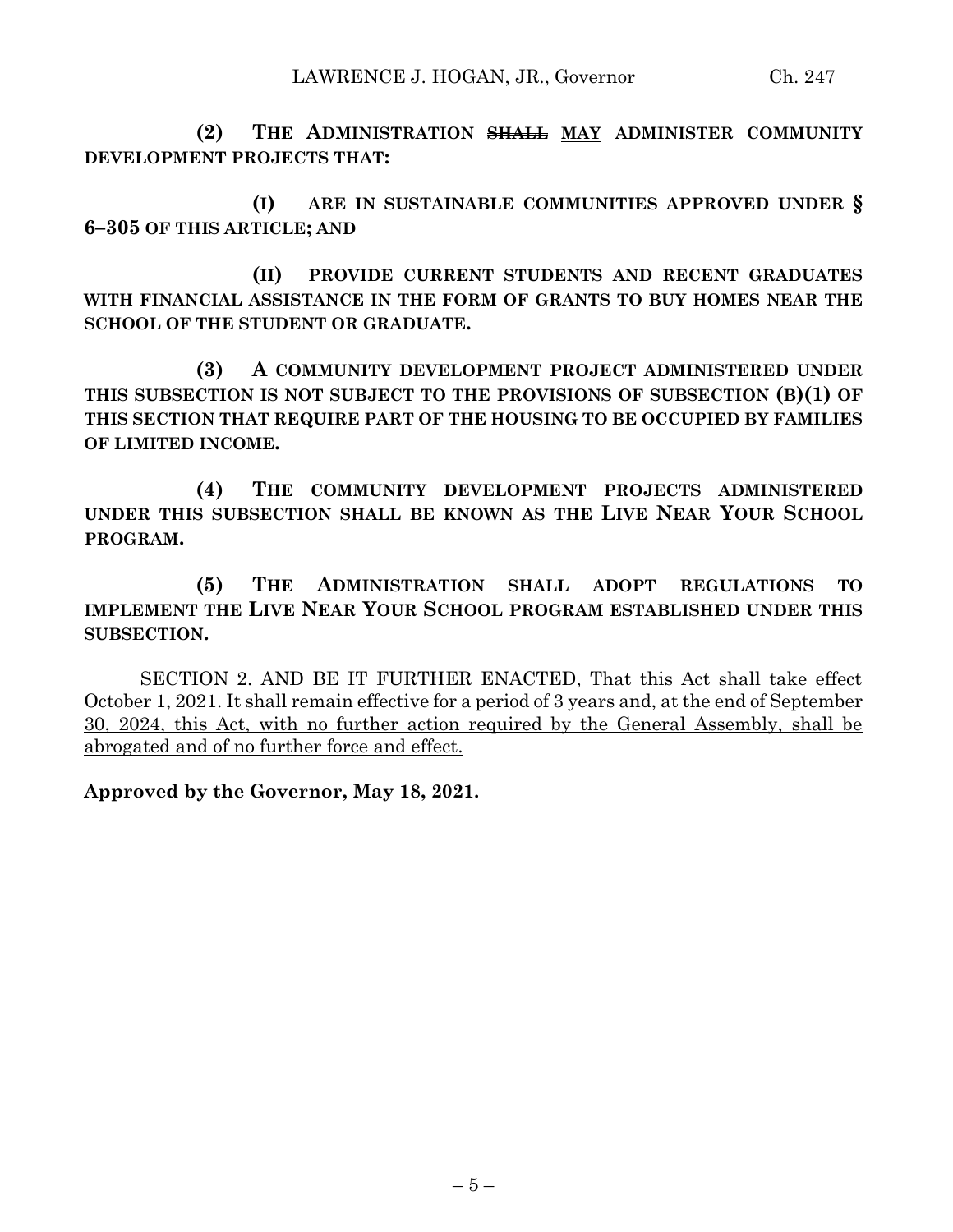**(2) THE ADMINISTRATION ~~SHALL~~ MAY ADMINISTER COMMUNITY DEVELOPMENT PROJECTS THAT:**

**(I) ARE IN SUSTAINABLE COMMUNITIES APPROVED UNDER § 6–305 OF THIS ARTICLE; AND**

**(II) PROVIDE CURRENT STUDENTS AND RECENT GRADUATES WITH FINANCIAL ASSISTANCE IN THE FORM OF GRANTS TO BUY HOMES NEAR THE SCHOOL OF THE STUDENT OR GRADUATE.**

**(3) A COMMUNITY DEVELOPMENT PROJECT ADMINISTERED UNDER THIS SUBSECTION IS NOT SUBJECT TO THE PROVISIONS OF SUBSECTION (B)(1) OF THIS SECTION THAT REQUIRE PART OF THE HOUSING TO BE OCCUPIED BY FAMILIES OF LIMITED INCOME.**

**(4) THE COMMUNITY DEVELOPMENT PROJECTS ADMINISTERED UNDER THIS SUBSECTION SHALL BE KNOWN AS THE LIVE NEAR YOUR SCHOOL PROGRAM.**

**(5) THE ADMINISTRATION SHALL ADOPT REGULATIONS TO IMPLEMENT THE LIVE NEAR YOUR SCHOOL PROGRAM ESTABLISHED UNDER THIS SUBSECTION.**

SECTION 2. AND BE IT FURTHER ENACTED, That this Act shall take effect October 1, 2021. <u>It shall remain effective for a period of 3 years and, at the end of September 30, 2024, this Act, with no further action required by the General Assembly, shall be abrogated and of no further force and effect.</u>

**Approved by the Governor, May 18, 2021.**